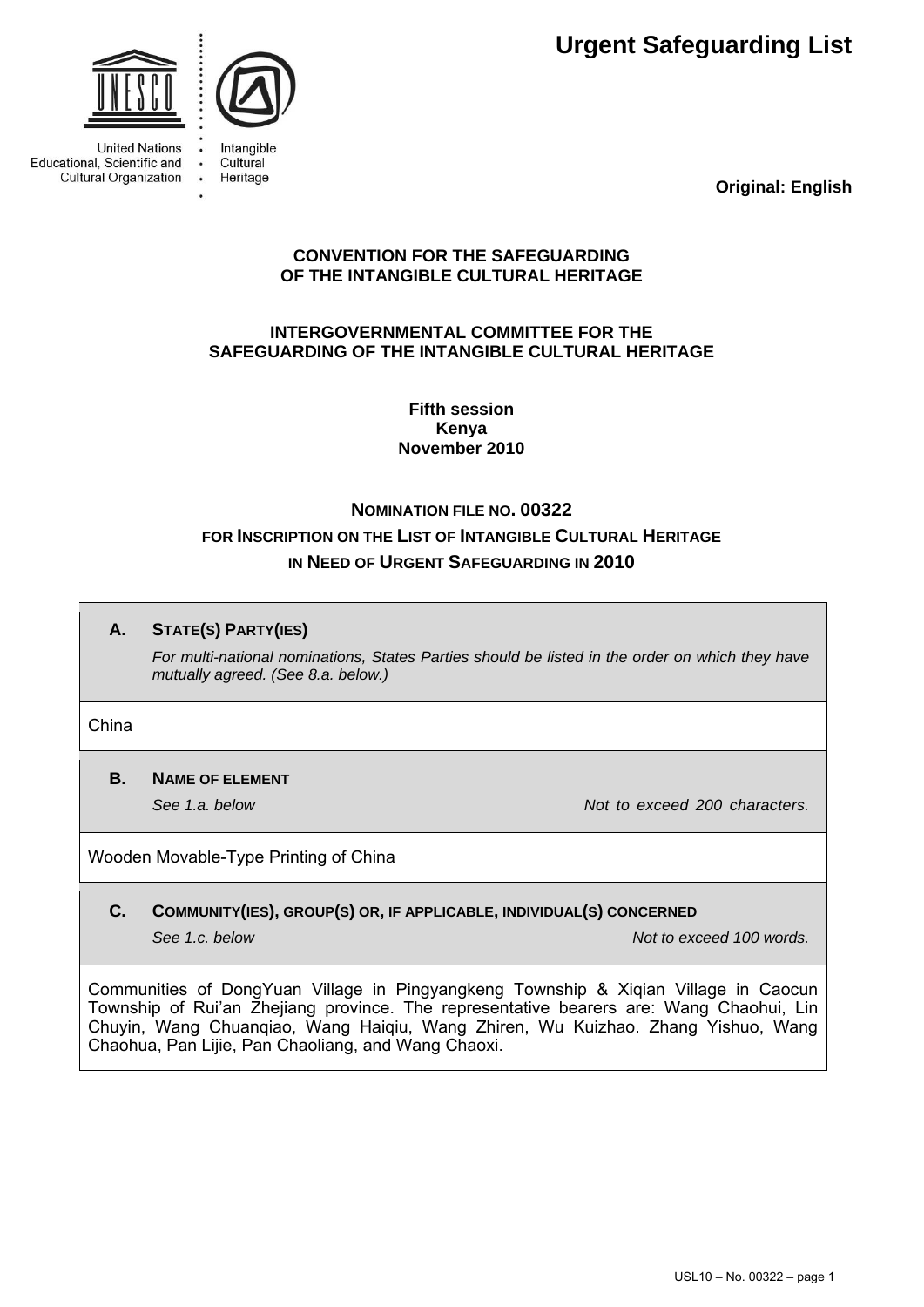**Urgent Safeguarding List**

United Nations Educational, Scientific and Cultural Organization

Intangible Cultural Heritage

**Original: English**

**CONVENTION FOR THE SAFEGUARDING OF THE INTANGIBLE CULTURAL HERITAGE**

**INTERGOVERNMENTAL COMMITTEE FOR THE SAFEGUARDING OF THE INTANGIBLE CULTURAL HERITAGE**

**Fifth session**
**Kenya**
**November 2010**

# NOMINATION FILE NO. 00322 FOR INSCRIPTION ON THE LIST OF INTANGIBLE CULTURAL HERITAGE IN NEED OF URGENT SAFEGUARDING IN 2010

## A. STATE(S) PARTY(IES)

*For multi-national nominations, States Parties should be listed in the order on which they have mutually agreed. (See 8.a. below.)*

China

## B. NAME OF ELEMENT

*See 1.a. below* *Not to exceed 200 characters.*

Wooden Movable-Type Printing of China

## C. COMMUNITY(IES), GROUP(S) OR, IF APPLICABLE, INDIVIDUAL(S) CONCERNED

*See 1.c. below* *Not to exceed 100 words.*

Communities of DongYuan Village in Pingyangkeng Township & Xiqian Village in Caocun Township of Rui'an Zhejiang province. The representative bearers are: Wang Chaohui, Lin Chuyin, Wang Chuanqiao, Wang Haiqiu, Wang Zhiren, Wu Kuizhao. Zhang Yishuo, Wang Chaohua, Pan Lijie, Pan Chaoliang, and Wang Chaoxi.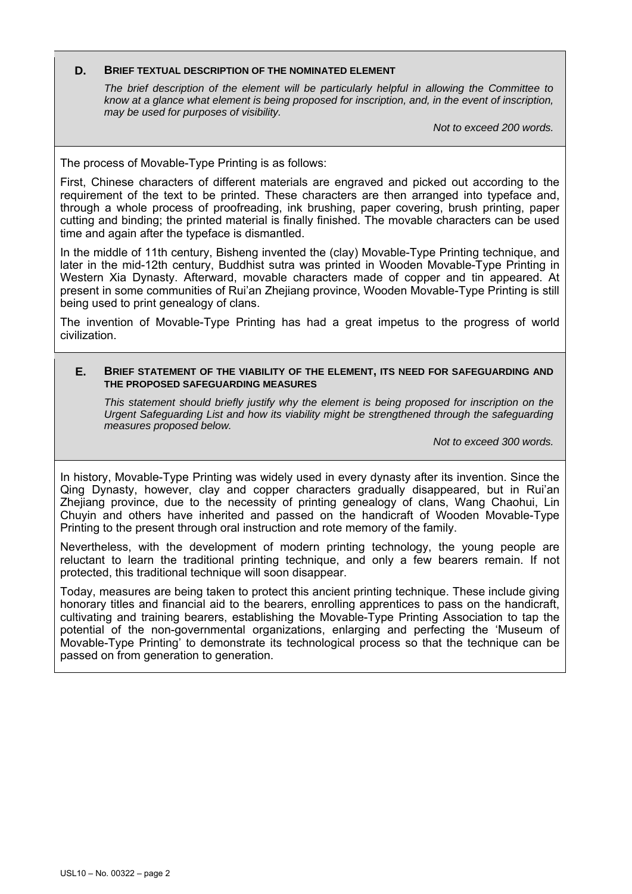## D. Brief textual description of the nominated element

*The brief description of the element will be particularly helpful in allowing the Committee to know at a glance what element is being proposed for inscription, and, in the event of inscription, may be used for purposes of visibility.*

*Not to exceed 200 words.*

The process of Movable-Type Printing is as follows:

First, Chinese characters of different materials are engraved and picked out according to the requirement of the text to be printed. These characters are then arranged into typeface and, through a whole process of proofreading, ink brushing, paper covering, brush printing, paper cutting and binding; the printed material is finally finished. The movable characters can be used time and again after the typeface is dismantled.

In the middle of 11th century, Bisheng invented the (clay) Movable-Type Printing technique, and later in the mid-12th century, Buddhist sutra was printed in Wooden Movable-Type Printing in Western Xia Dynasty. Afterward, movable characters made of copper and tin appeared. At present in some communities of Rui'an Zhejiang province, Wooden Movable-Type Printing is still being used to print genealogy of clans.

The invention of Movable-Type Printing has had a great impetus to the progress of world civilization.

## E. Brief statement of the viability of the element, its need for safeguarding and the proposed safeguarding measures

*This statement should briefly justify why the element is being proposed for inscription on the Urgent Safeguarding List and how its viability might be strengthened through the safeguarding measures proposed below.*

*Not to exceed 300 words.*

In history, Movable-Type Printing was widely used in every dynasty after its invention. Since the Qing Dynasty, however, clay and copper characters gradually disappeared, but in Rui'an Zhejiang province, due to the necessity of printing genealogy of clans, Wang Chaohui, Lin Chuyin and others have inherited and passed on the handicraft of Wooden Movable-Type Printing to the present through oral instruction and rote memory of the family.

Nevertheless, with the development of modern printing technology, the young people are reluctant to learn the traditional printing technique, and only a few bearers remain. If not protected, this traditional technique will soon disappear.

Today, measures are being taken to protect this ancient printing technique. These include giving honorary titles and financial aid to the bearers, enrolling apprentices to pass on the handicraft, cultivating and training bearers, establishing the Movable-Type Printing Association to tap the potential of the non-governmental organizations, enlarging and perfecting the 'Museum of Movable-Type Printing' to demonstrate its technological process so that the technique can be passed on from generation to generation.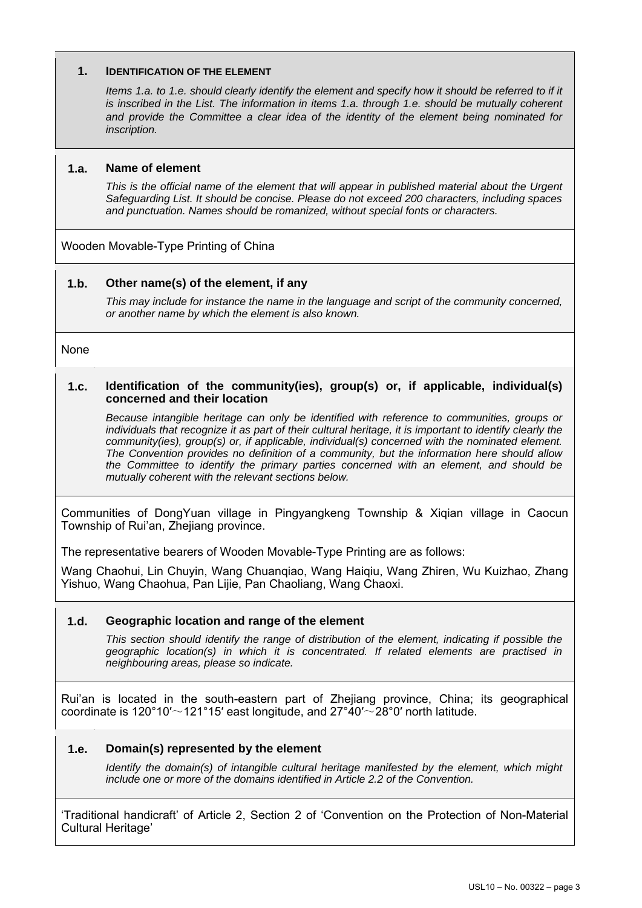## 1. IDENTIFICATION OF THE ELEMENT

*Items 1.a. to 1.e. should clearly identify the element and specify how it should be referred to if it is inscribed in the List. The information in items 1.a. through 1.e. should be mutually coherent and provide the Committee a clear idea of the identity of the element being nominated for inscription.*

### 1.a. Name of element

*This is the official name of the element that will appear in published material about the Urgent Safeguarding List. It should be concise. Please do not exceed 200 characters, including spaces and punctuation. Names should be romanized, without special fonts or characters.*

Wooden Movable-Type Printing of China

### 1.b. Other name(s) of the element, if any

*This may include for instance the name in the language and script of the community concerned, or another name by which the element is also known.*

None

### 1.c. Identification of the community(ies), group(s) or, if applicable, individual(s) concerned and their location

*Because intangible heritage can only be identified with reference to communities, groups or individuals that recognize it as part of their cultural heritage, it is important to identify clearly the community(ies), group(s) or, if applicable, individual(s) concerned with the nominated element. The Convention provides no definition of a community, but the information here should allow the Committee to identify the primary parties concerned with an element, and should be mutually coherent with the relevant sections below.*

Communities of DongYuan village in Pingyangkeng Township & Xiqian village in Caocun Township of Rui'an, Zhejiang province.

The representative bearers of Wooden Movable-Type Printing are as follows:

Wang Chaohui, Lin Chuyin, Wang Chuanqiao, Wang Haiqiu, Wang Zhiren, Wu Kuizhao, Zhang Yishuo, Wang Chaohua, Pan Lijie, Pan Chaoliang, Wang Chaoxi.

### 1.d. Geographic location and range of the element

*This section should identify the range of distribution of the element, indicating if possible the geographic location(s) in which it is concentrated. If related elements are practised in neighbouring areas, please so indicate.*

Rui'an is located in the south-eastern part of Zhejiang province, China; its geographical coordinate is 120°10′～121°15′ east longitude, and 27°40′～28°0′ north latitude.

### 1.e. Domain(s) represented by the element

*Identify the domain(s) of intangible cultural heritage manifested by the element, which might include one or more of the domains identified in Article 2.2 of the Convention.*

'Traditional handicraft' of Article 2, Section 2 of 'Convention on the Protection of Non-Material Cultural Heritage'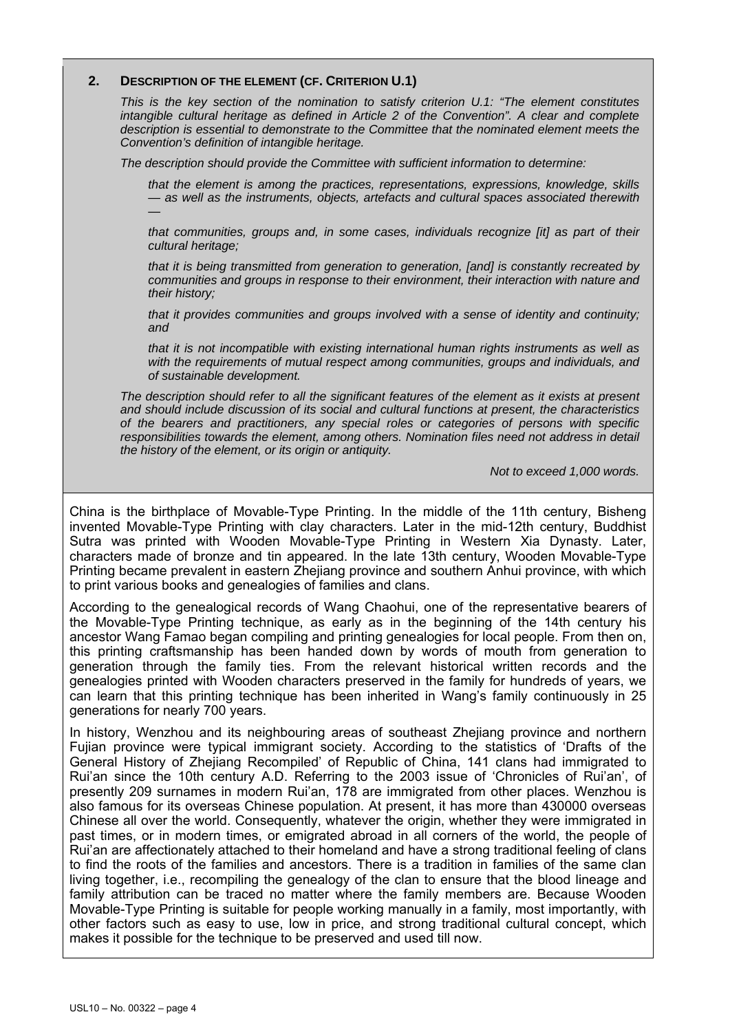## 2. DESCRIPTION OF THE ELEMENT (CF. CRITERION U.1)

*This is the key section of the nomination to satisfy criterion U.1: "The element constitutes intangible cultural heritage as defined in Article 2 of the Convention". A clear and complete description is essential to demonstrate to the Committee that the nominated element meets the Convention's definition of intangible heritage.*

*The description should provide the Committee with sufficient information to determine:*

> *that the element is among the practices, representations, expressions, knowledge, skills — as well as the instruments, objects, artefacts and cultural spaces associated therewith —*
>
> *that communities, groups and, in some cases, individuals recognize [it] as part of their cultural heritage;*
>
> *that it is being transmitted from generation to generation, [and] is constantly recreated by communities and groups in response to their environment, their interaction with nature and their history;*
>
> *that it provides communities and groups involved with a sense of identity and continuity; and*
>
> *that it is not incompatible with existing international human rights instruments as well as with the requirements of mutual respect among communities, groups and individuals, and of sustainable development.*

*The description should refer to all the significant features of the element as it exists at present and should include discussion of its social and cultural functions at present, the characteristics of the bearers and practitioners, any special roles or categories of persons with specific responsibilities towards the element, among others. Nomination files need not address in detail the history of the element, or its origin or antiquity.*

*Not to exceed 1,000 words.*

China is the birthplace of Movable-Type Printing. In the middle of the 11th century, Bisheng invented Movable-Type Printing with clay characters. Later in the mid-12th century, Buddhist Sutra was printed with Wooden Movable-Type Printing in Western Xia Dynasty. Later, characters made of bronze and tin appeared. In the late 13th century, Wooden Movable-Type Printing became prevalent in eastern Zhejiang province and southern Anhui province, with which to print various books and genealogies of families and clans.

According to the genealogical records of Wang Chaohui, one of the representative bearers of the Movable-Type Printing technique, as early as in the beginning of the 14th century his ancestor Wang Famao began compiling and printing genealogies for local people. From then on, this printing craftsmanship has been handed down by words of mouth from generation to generation through the family ties. From the relevant historical written records and the genealogies printed with Wooden characters preserved in the family for hundreds of years, we can learn that this printing technique has been inherited in Wang's family continuously in 25 generations for nearly 700 years.

In history, Wenzhou and its neighbouring areas of southeast Zhejiang province and northern Fujian province were typical immigrant society. According to the statistics of 'Drafts of the General History of Zhejiang Recompiled' of Republic of China, 141 clans had immigrated to Rui'an since the 10th century A.D. Referring to the 2003 issue of 'Chronicles of Rui'an', of presently 209 surnames in modern Rui'an, 178 are immigrated from other places. Wenzhou is also famous for its overseas Chinese population. At present, it has more than 430000 overseas Chinese all over the world. Consequently, whatever the origin, whether they were immigrated in past times, or in modern times, or emigrated abroad in all corners of the world, the people of Rui'an are affectionately attached to their homeland and have a strong traditional feeling of clans to find the roots of the families and ancestors. There is a tradition in families of the same clan living together, i.e., recompiling the genealogy of the clan to ensure that the blood lineage and family attribution can be traced no matter where the family members are. Because Wooden Movable-Type Printing is suitable for people working manually in a family, most importantly, with other factors such as easy to use, low in price, and strong traditional cultural concept, which makes it possible for the technique to be preserved and used till now.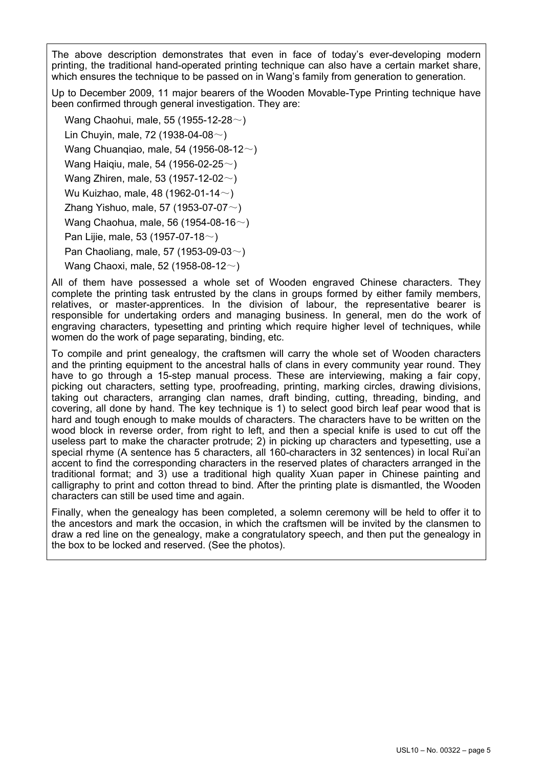The above description demonstrates that even in face of today's ever-developing modern printing, the traditional hand-operated printing technique can also have a certain market share, which ensures the technique to be passed on in Wang's family from generation to generation.

Up to December 2009, 11 major bearers of the Wooden Movable-Type Printing technique have been confirmed through general investigation. They are:

Wang Chaohui, male, 55 (1955-12-28～)

Lin Chuyin, male, 72 (1938-04-08～)

Wang Chuanqiao, male, 54 (1956-08-12～)

Wang Haiqiu, male, 54 (1956-02-25～)

Wang Zhiren, male, 53 (1957-12-02～)

Wu Kuizhao, male, 48 (1962-01-14～)

Zhang Yishuo, male, 57 (1953-07-07～)

Wang Chaohua, male, 56 (1954-08-16～)

Pan Lijie, male, 53 (1957-07-18～)

Pan Chaoliang, male, 57 (1953-09-03～)

Wang Chaoxi, male, 52 (1958-08-12～)

All of them have possessed a whole set of Wooden engraved Chinese characters. They complete the printing task entrusted by the clans in groups formed by either family members, relatives, or master-apprentices. In the division of labour, the representative bearer is responsible for undertaking orders and managing business. In general, men do the work of engraving characters, typesetting and printing which require higher level of techniques, while women do the work of page separating, binding, etc.

To compile and print genealogy, the craftsmen will carry the whole set of Wooden characters and the printing equipment to the ancestral halls of clans in every community year round. They have to go through a 15-step manual process. These are interviewing, making a fair copy, picking out characters, setting type, proofreading, printing, marking circles, drawing divisions, taking out characters, arranging clan names, draft binding, cutting, threading, binding, and covering, all done by hand. The key technique is 1) to select good birch leaf pear wood that is hard and tough enough to make moulds of characters. The characters have to be written on the wood block in reverse order, from right to left, and then a special knife is used to cut off the useless part to make the character protrude; 2) in picking up characters and typesetting, use a special rhyme (A sentence has 5 characters, all 160-characters in 32 sentences) in local Rui'an accent to find the corresponding characters in the reserved plates of characters arranged in the traditional format; and 3) use a traditional high quality Xuan paper in Chinese painting and calligraphy to print and cotton thread to bind. After the printing plate is dismantled, the Wooden characters can still be used time and again.

Finally, when the genealogy has been completed, a solemn ceremony will be held to offer it to the ancestors and mark the occasion, in which the craftsmen will be invited by the clansmen to draw a red line on the genealogy, make a congratulatory speech, and then put the genealogy in the box to be locked and reserved. (See the photos).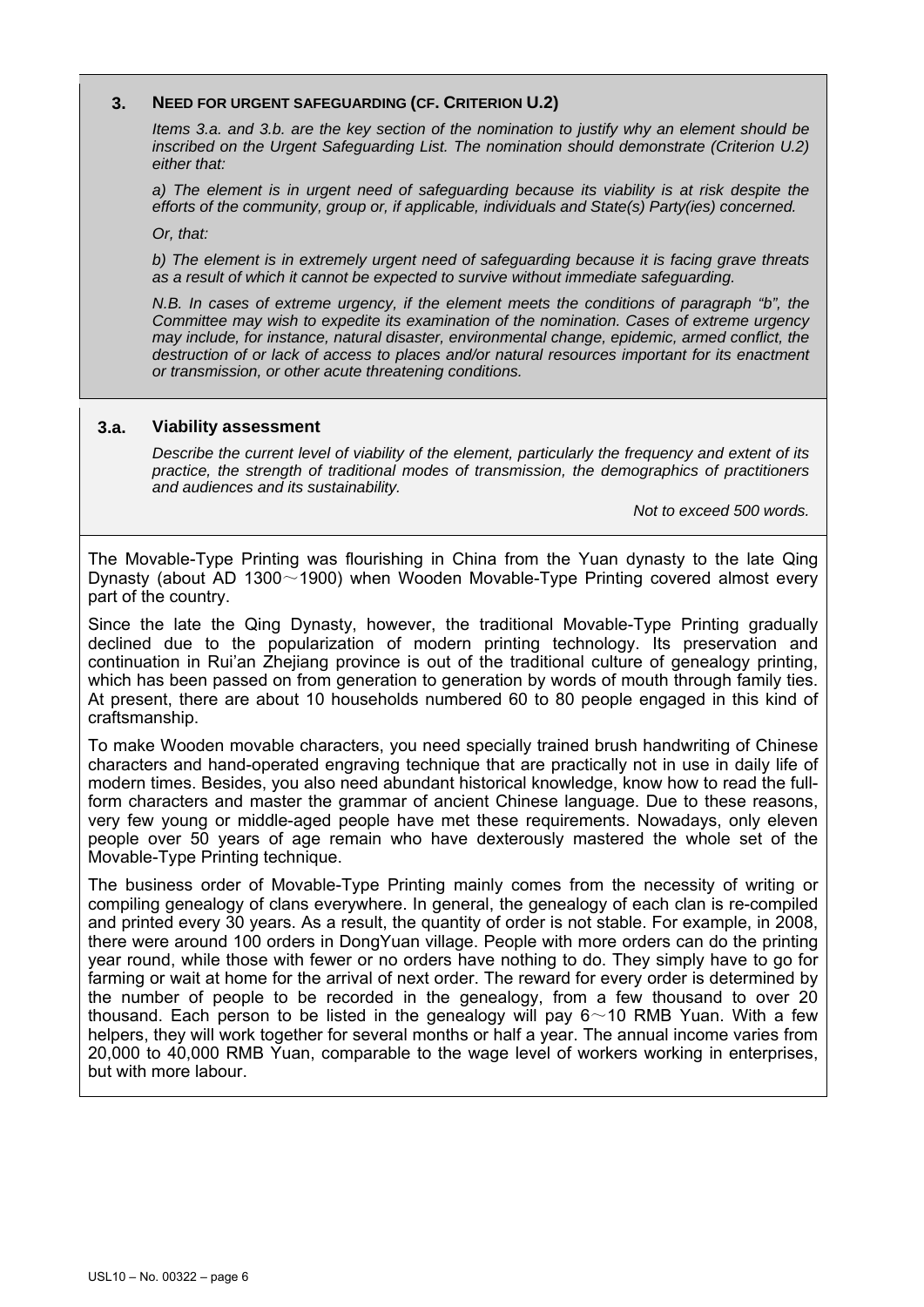## 3. NEED FOR URGENT SAFEGUARDING (CF. CRITERION U.2)

*Items 3.a. and 3.b. are the key section of the nomination to justify why an element should be inscribed on the Urgent Safeguarding List. The nomination should demonstrate (Criterion U.2) either that:*

*a) The element is in urgent need of safeguarding because its viability is at risk despite the efforts of the community, group or, if applicable, individuals and State(s) Party(ies) concerned.*

*Or, that:*

*b) The element is in extremely urgent need of safeguarding because it is facing grave threats as a result of which it cannot be expected to survive without immediate safeguarding.*

*N.B. In cases of extreme urgency, if the element meets the conditions of paragraph "b", the Committee may wish to expedite its examination of the nomination. Cases of extreme urgency may include, for instance, natural disaster, environmental change, epidemic, armed conflict, the destruction of or lack of access to places and/or natural resources important for its enactment or transmission, or other acute threatening conditions.*

### 3.a. Viability assessment

*Describe the current level of viability of the element, particularly the frequency and extent of its practice, the strength of traditional modes of transmission, the demographics of practitioners and audiences and its sustainability.*

*Not to exceed 500 words.*

The Movable-Type Printing was flourishing in China from the Yuan dynasty to the late Qing Dynasty (about AD 1300～1900) when Wooden Movable-Type Printing covered almost every part of the country.

Since the late the Qing Dynasty, however, the traditional Movable-Type Printing gradually declined due to the popularization of modern printing technology. Its preservation and continuation in Rui'an Zhejiang province is out of the traditional culture of genealogy printing, which has been passed on from generation to generation by words of mouth through family ties. At present, there are about 10 households numbered 60 to 80 people engaged in this kind of craftsmanship.

To make Wooden movable characters, you need specially trained brush handwriting of Chinese characters and hand-operated engraving technique that are practically not in use in daily life of modern times. Besides, you also need abundant historical knowledge, know how to read the full-form characters and master the grammar of ancient Chinese language. Due to these reasons, very few young or middle-aged people have met these requirements. Nowadays, only eleven people over 50 years of age remain who have dexterously mastered the whole set of the Movable-Type Printing technique.

The business order of Movable-Type Printing mainly comes from the necessity of writing or compiling genealogy of clans everywhere. In general, the genealogy of each clan is re-compiled and printed every 30 years. As a result, the quantity of order is not stable. For example, in 2008, there were around 100 orders in DongYuan village. People with more orders can do the printing year round, while those with fewer or no orders have nothing to do. They simply have to go for farming or wait at home for the arrival of next order. The reward for every order is determined by the number of people to be recorded in the genealogy, from a few thousand to over 20 thousand. Each person to be listed in the genealogy will pay 6～10 RMB Yuan. With a few helpers, they will work together for several months or half a year. The annual income varies from 20,000 to 40,000 RMB Yuan, comparable to the wage level of workers working in enterprises, but with more labour.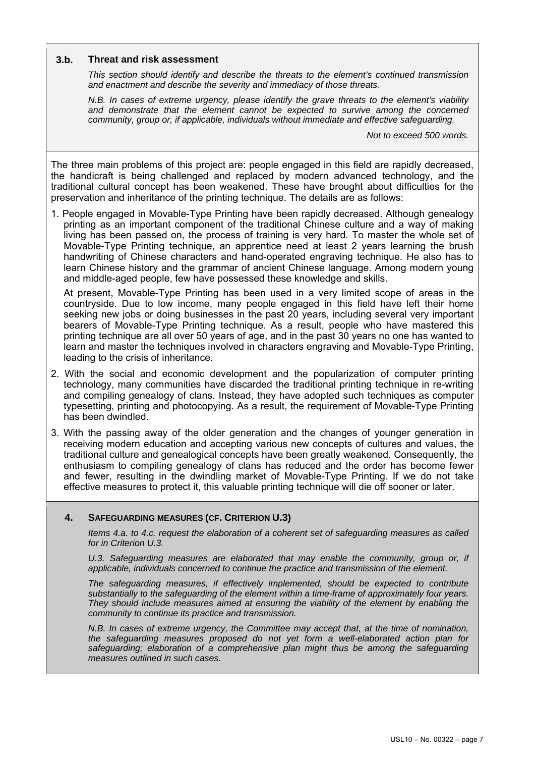### 3.b. Threat and risk assessment

*This section should identify and describe the threats to the element's continued transmission and enactment and describe the severity and immediacy of those threats.*

*N.B. In cases of extreme urgency, please identify the grave threats to the element's viability and demonstrate that the element cannot be expected to survive among the concerned community, group or, if applicable, individuals without immediate and effective safeguarding.*

*Not to exceed 500 words.*

The three main problems of this project are: people engaged in this field are rapidly decreased, the handicraft is being challenged and replaced by modern advanced technology, and the traditional cultural concept has been weakened. These have brought about difficulties for the preservation and inheritance of the printing technique. The details are as follows:

1. People engaged in Movable-Type Printing have been rapidly decreased. Although genealogy printing as an important component of the traditional Chinese culture and a way of making living has been passed on, the process of training is very hard. To master the whole set of Movable-Type Printing technique, an apprentice need at least 2 years learning the brush handwriting of Chinese characters and hand-operated engraving technique. He also has to learn Chinese history and the grammar of ancient Chinese language. Among modern young and middle-aged people, few have possessed these knowledge and skills.

   At present, Movable-Type Printing has been used in a very limited scope of areas in the countryside. Due to low income, many people engaged in this field have left their home seeking new jobs or doing businesses in the past 20 years, including several very important bearers of Movable-Type Printing technique. As a result, people who have mastered this printing technique are all over 50 years of age, and in the past 30 years no one has wanted to learn and master the techniques involved in characters engraving and Movable-Type Printing, leading to the crisis of inheritance.

2. With the social and economic development and the popularization of computer printing technology, many communities have discarded the traditional printing technique in re-writing and compiling genealogy of clans. Instead, they have adopted such techniques as computer typesetting, printing and photocopying. As a result, the requirement of Movable-Type Printing has been dwindled.

3. With the passing away of the older generation and the changes of younger generation in receiving modern education and accepting various new concepts of cultures and values, the traditional culture and genealogical concepts have been greatly weakened. Consequently, the enthusiasm to compiling genealogy of clans has reduced and the order has become fewer and fewer, resulting in the dwindling market of Movable-Type Printing. If we do not take effective measures to protect it, this valuable printing technique will die off sooner or later.

## 4. SAFEGUARDING MEASURES (CF. CRITERION U.3)

*Items 4.a. to 4.c. request the elaboration of a coherent set of safeguarding measures as called for in Criterion U.3.*

*U.3. Safeguarding measures are elaborated that may enable the community, group or, if applicable, individuals concerned to continue the practice and transmission of the element.*

*The safeguarding measures, if effectively implemented, should be expected to contribute substantially to the safeguarding of the element within a time-frame of approximately four years. They should include measures aimed at ensuring the viability of the element by enabling the community to continue its practice and transmission.*

*N.B. In cases of extreme urgency, the Committee may accept that, at the time of nomination, the safeguarding measures proposed do not yet form a well-elaborated action plan for safeguarding; elaboration of a comprehensive plan might thus be among the safeguarding measures outlined in such cases.*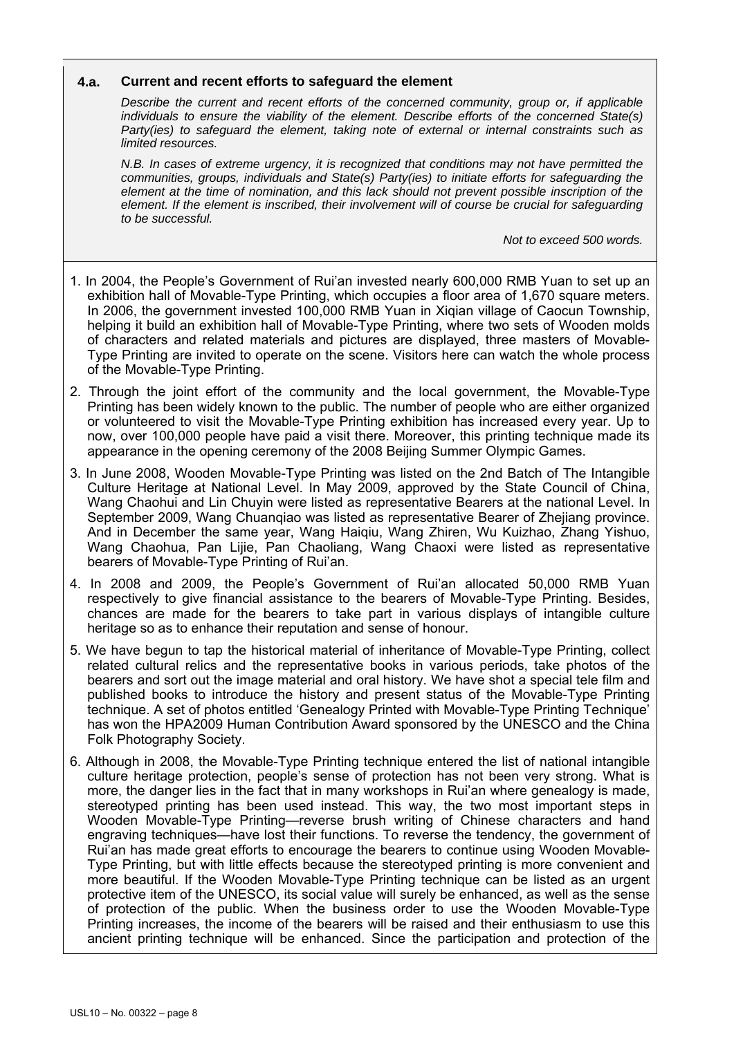## 4.a. Current and recent efforts to safeguard the element

*Describe the current and recent efforts of the concerned community, group or, if applicable individuals to ensure the viability of the element. Describe efforts of the concerned State(s) Party(ies) to safeguard the element, taking note of external or internal constraints such as limited resources.*

*N.B. In cases of extreme urgency, it is recognized that conditions may not have permitted the communities, groups, individuals and State(s) Party(ies) to initiate efforts for safeguarding the element at the time of nomination, and this lack should not prevent possible inscription of the element. If the element is inscribed, their involvement will of course be crucial for safeguarding to be successful.*

*Not to exceed 500 words.*

1. In 2004, the People's Government of Rui'an invested nearly 600,000 RMB Yuan to set up an exhibition hall of Movable-Type Printing, which occupies a floor area of 1,670 square meters. In 2006, the government invested 100,000 RMB Yuan in Xiqian village of Caocun Township, helping it build an exhibition hall of Movable-Type Printing, where two sets of Wooden molds of characters and related materials and pictures are displayed, three masters of Movable-Type Printing are invited to operate on the scene. Visitors here can watch the whole process of the Movable-Type Printing.
2. Through the joint effort of the community and the local government, the Movable-Type Printing has been widely known to the public. The number of people who are either organized or volunteered to visit the Movable-Type Printing exhibition has increased every year. Up to now, over 100,000 people have paid a visit there. Moreover, this printing technique made its appearance in the opening ceremony of the 2008 Beijing Summer Olympic Games.
3. In June 2008, Wooden Movable-Type Printing was listed on the 2nd Batch of The Intangible Culture Heritage at National Level. In May 2009, approved by the State Council of China, Wang Chaohui and Lin Chuyin were listed as representative Bearers at the national Level. In September 2009, Wang Chuanqiao was listed as representative Bearer of Zhejiang province. And in December the same year, Wang Haiqiu, Wang Zhiren, Wu Kuizhao, Zhang Yishuo, Wang Chaohua, Pan Lijie, Pan Chaoliang, Wang Chaoxi were listed as representative bearers of Movable-Type Printing of Rui'an.
4. In 2008 and 2009, the People's Government of Rui'an allocated 50,000 RMB Yuan respectively to give financial assistance to the bearers of Movable-Type Printing. Besides, chances are made for the bearers to take part in various displays of intangible culture heritage so as to enhance their reputation and sense of honour.
5. We have begun to tap the historical material of inheritance of Movable-Type Printing, collect related cultural relics and the representative books in various periods, take photos of the bearers and sort out the image material and oral history. We have shot a special tele film and published books to introduce the history and present status of the Movable-Type Printing technique. A set of photos entitled 'Genealogy Printed with Movable-Type Printing Technique' has won the HPA2009 Human Contribution Award sponsored by the UNESCO and the China Folk Photography Society.
6. Although in 2008, the Movable-Type Printing technique entered the list of national intangible culture heritage protection, people's sense of protection has not been very strong. What is more, the danger lies in the fact that in many workshops in Rui'an where genealogy is made, stereotyped printing has been used instead. This way, the two most important steps in Wooden Movable-Type Printing—reverse brush writing of Chinese characters and hand engraving techniques—have lost their functions. To reverse the tendency, the government of Rui'an has made great efforts to encourage the bearers to continue using Wooden Movable-Type Printing, but with little effects because the stereotyped printing is more convenient and more beautiful. If the Wooden Movable-Type Printing technique can be listed as an urgent protective item of the UNESCO, its social value will surely be enhanced, as well as the sense of protection of the public. When the business order to use the Wooden Movable-Type Printing increases, the income of the bearers will be raised and their enthusiasm to use this ancient printing technique will be enhanced. Since the participation and protection of the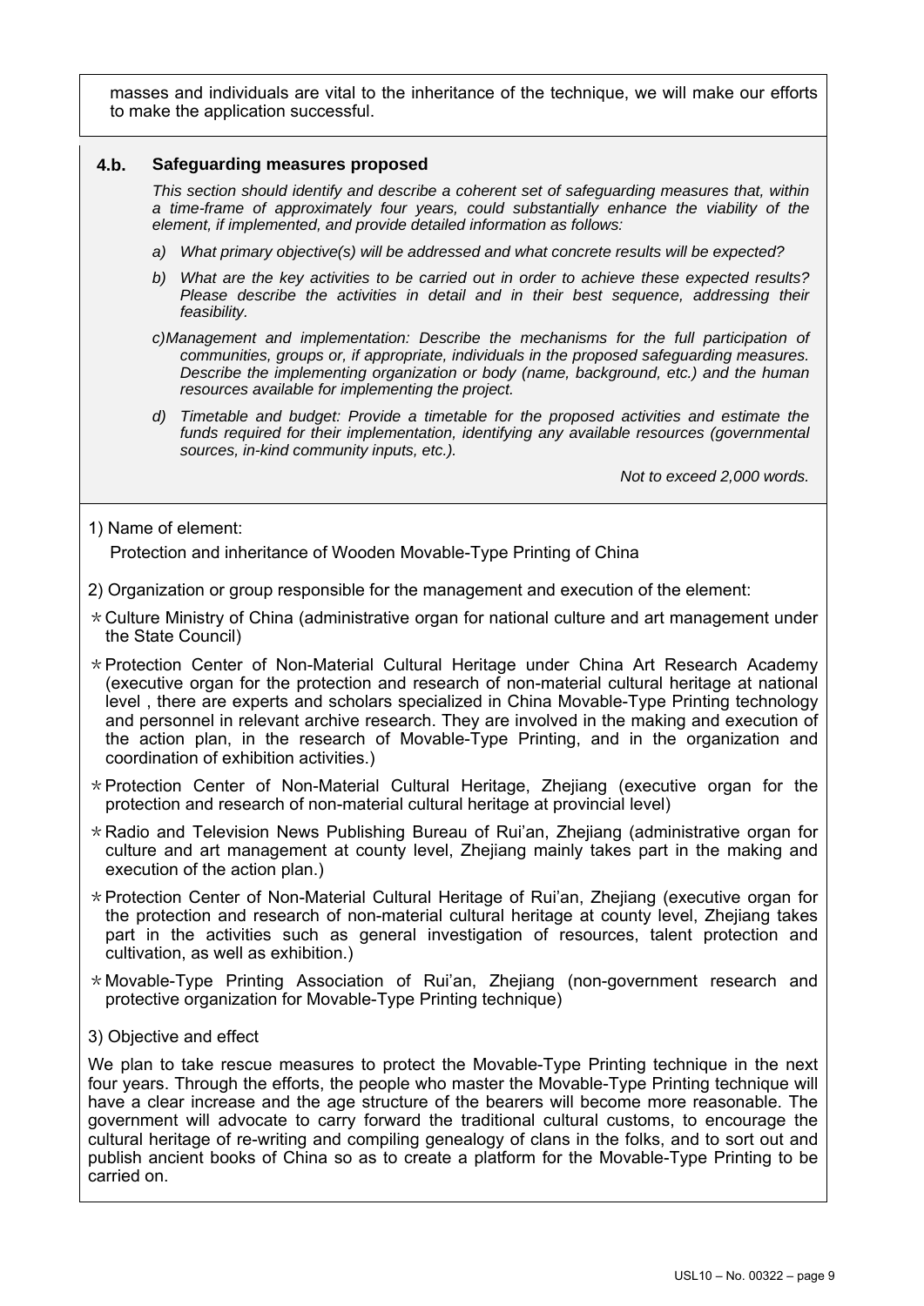masses and individuals are vital to the inheritance of the technique, we will make our efforts to make the application successful.

## 4.b. Safeguarding measures proposed

*This section should identify and describe a coherent set of safeguarding measures that, within a time-frame of approximately four years, could substantially enhance the viability of the element, if implemented, and provide detailed information as follows:*

*a) What primary objective(s) will be addressed and what concrete results will be expected?*

*b) What are the key activities to be carried out in order to achieve these expected results? Please describe the activities in detail and in their best sequence, addressing their feasibility.*

*c) Management and implementation: Describe the mechanisms for the full participation of communities, groups or, if appropriate, individuals in the proposed safeguarding measures. Describe the implementing organization or body (name, background, etc.) and the human resources available for implementing the project.*

*d) Timetable and budget: Provide a timetable for the proposed activities and estimate the funds required for their implementation, identifying any available resources (governmental sources, in-kind community inputs, etc.).*

*Not to exceed 2,000 words.*

1) Name of element:

Protection and inheritance of Wooden Movable-Type Printing of China

2) Organization or group responsible for the management and execution of the element:

* Culture Ministry of China (administrative organ for national culture and art management under the State Council)
* Protection Center of Non-Material Cultural Heritage under China Art Research Academy (executive organ for the protection and research of non-material cultural heritage at national level , there are experts and scholars specialized in China Movable-Type Printing technology and personnel in relevant archive research. They are involved in the making and execution of the action plan, in the research of Movable-Type Printing, and in the organization and coordination of exhibition activities.)
* Protection Center of Non-Material Cultural Heritage, Zhejiang (executive organ for the protection and research of non-material cultural heritage at provincial level)
* Radio and Television News Publishing Bureau of Rui'an, Zhejiang (administrative organ for culture and art management at county level, Zhejiang mainly takes part in the making and execution of the action plan.)
* Protection Center of Non-Material Cultural Heritage of Rui'an, Zhejiang (executive organ for the protection and research of non-material cultural heritage at county level, Zhejiang takes part in the activities such as general investigation of resources, talent protection and cultivation, as well as exhibition.)
* Movable-Type Printing Association of Rui'an, Zhejiang (non-government research and protective organization for Movable-Type Printing technique)

3) Objective and effect

We plan to take rescue measures to protect the Movable-Type Printing technique in the next four years. Through the efforts, the people who master the Movable-Type Printing technique will have a clear increase and the age structure of the bearers will become more reasonable. The government will advocate to carry forward the traditional cultural customs, to encourage the cultural heritage of re-writing and compiling genealogy of clans in the folks, and to sort out and publish ancient books of China so as to create a platform for the Movable-Type Printing to be carried on.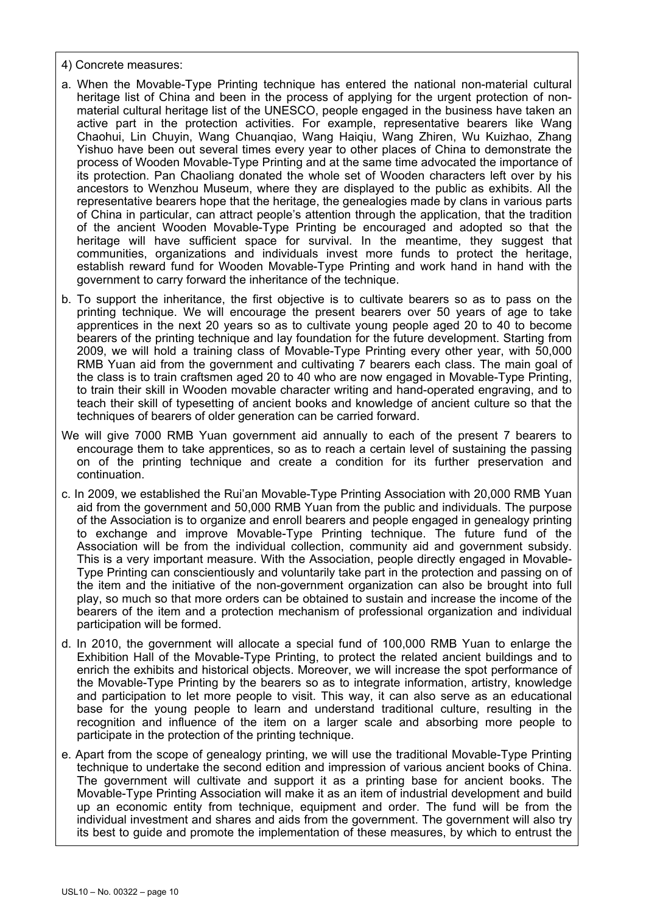4) Concrete measures:

a. When the Movable-Type Printing technique has entered the national non-material cultural heritage list of China and been in the process of applying for the urgent protection of non-material cultural heritage list of the UNESCO, people engaged in the business have taken an active part in the protection activities. For example, representative bearers like Wang Chaohui, Lin Chuyin, Wang Chuanqiao, Wang Haiqiu, Wang Zhiren, Wu Kuizhao, Zhang Yishuo have been out several times every year to other places of China to demonstrate the process of Wooden Movable-Type Printing and at the same time advocated the importance of its protection. Pan Chaoliang donated the whole set of Wooden characters left over by his ancestors to Wenzhou Museum, where they are displayed to the public as exhibits. All the representative bearers hope that the heritage, the genealogies made by clans in various parts of China in particular, can attract people's attention through the application, that the tradition of the ancient Wooden Movable-Type Printing be encouraged and adopted so that the heritage will have sufficient space for survival. In the meantime, they suggest that communities, organizations and individuals invest more funds to protect the heritage, establish reward fund for Wooden Movable-Type Printing and work hand in hand with the government to carry forward the inheritance of the technique.

b. To support the inheritance, the first objective is to cultivate bearers so as to pass on the printing technique. We will encourage the present bearers over 50 years of age to take apprentices in the next 20 years so as to cultivate young people aged 20 to 40 to become bearers of the printing technique and lay foundation for the future development. Starting from 2009, we will hold a training class of Movable-Type Printing every other year, with 50,000 RMB Yuan aid from the government and cultivating 7 bearers each class. The main goal of the class is to train craftsmen aged 20 to 40 who are now engaged in Movable-Type Printing, to train their skill in Wooden movable character writing and hand-operated engraving, and to teach their skill of typesetting of ancient books and knowledge of ancient culture so that the techniques of bearers of older generation can be carried forward.

We will give 7000 RMB Yuan government aid annually to each of the present 7 bearers to encourage them to take apprentices, so as to reach a certain level of sustaining the passing on of the printing technique and create a condition for its further preservation and continuation.

c. In 2009, we established the Rui'an Movable-Type Printing Association with 20,000 RMB Yuan aid from the government and 50,000 RMB Yuan from the public and individuals. The purpose of the Association is to organize and enroll bearers and people engaged in genealogy printing to exchange and improve Movable-Type Printing technique. The future fund of the Association will be from the individual collection, community aid and government subsidy. This is a very important measure. With the Association, people directly engaged in Movable-Type Printing can conscientiously and voluntarily take part in the protection and passing on of the item and the initiative of the non-government organization can also be brought into full play, so much so that more orders can be obtained to sustain and increase the income of the bearers of the item and a protection mechanism of professional organization and individual participation will be formed.

d. In 2010, the government will allocate a special fund of 100,000 RMB Yuan to enlarge the Exhibition Hall of the Movable-Type Printing, to protect the related ancient buildings and to enrich the exhibits and historical objects. Moreover, we will increase the spot performance of the Movable-Type Printing by the bearers so as to integrate information, artistry, knowledge and participation to let more people to visit. This way, it can also serve as an educational base for the young people to learn and understand traditional culture, resulting in the recognition and influence of the item on a larger scale and absorbing more people to participate in the protection of the printing technique.

e. Apart from the scope of genealogy printing, we will use the traditional Movable-Type Printing technique to undertake the second edition and impression of various ancient books of China. The government will cultivate and support it as a printing base for ancient books. The Movable-Type Printing Association will make it as an item of industrial development and build up an economic entity from technique, equipment and order. The fund will be from the individual investment and shares and aids from the government. The government will also try its best to guide and promote the implementation of these measures, by which to entrust the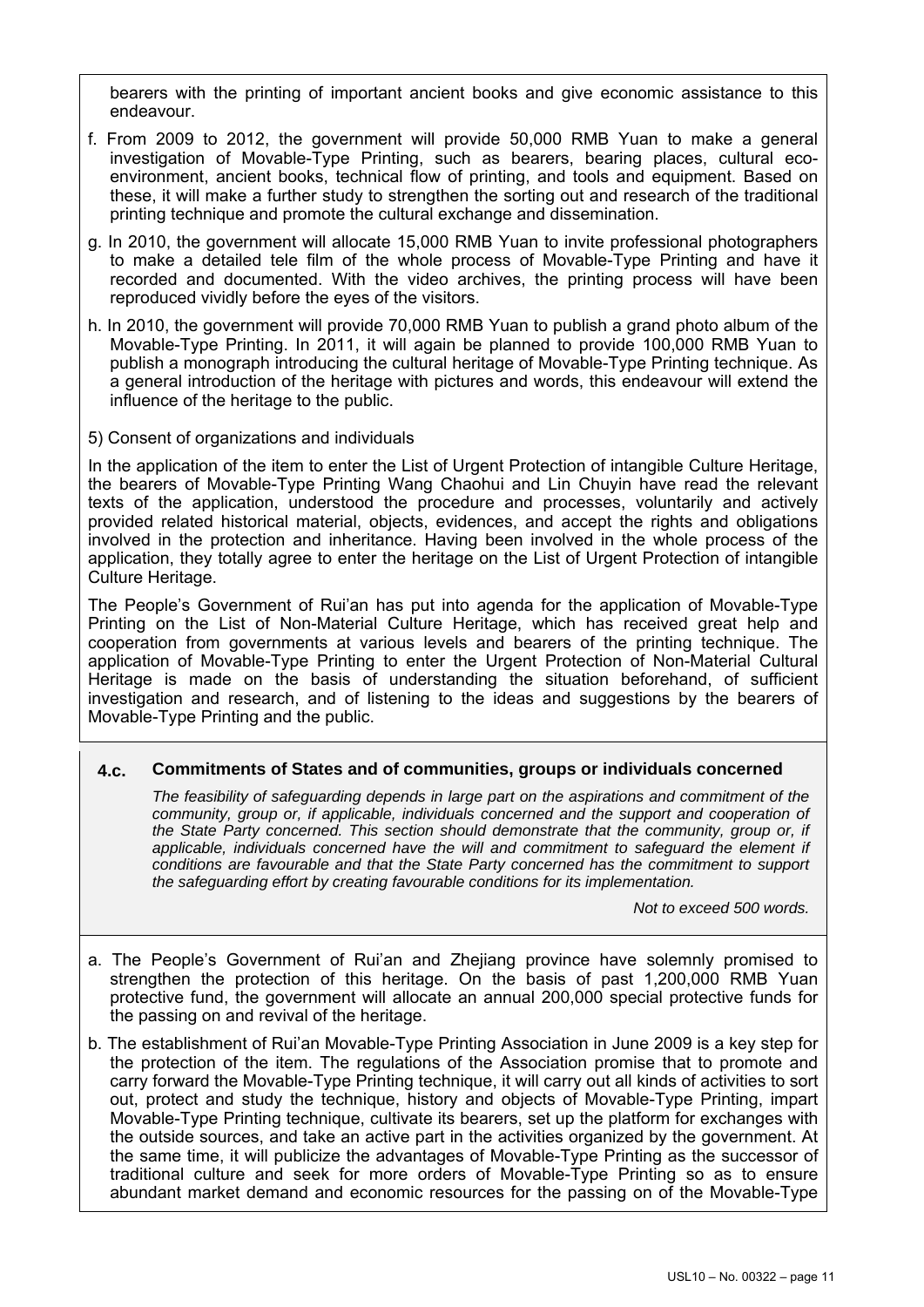bearers with the printing of important ancient books and give economic assistance to this endeavour.

f. From 2009 to 2012, the government will provide 50,000 RMB Yuan to make a general investigation of Movable-Type Printing, such as bearers, bearing places, cultural eco-environment, ancient books, technical flow of printing, and tools and equipment. Based on these, it will make a further study to strengthen the sorting out and research of the traditional printing technique and promote the cultural exchange and dissemination.

g. In 2010, the government will allocate 15,000 RMB Yuan to invite professional photographers to make a detailed tele film of the whole process of Movable-Type Printing and have it recorded and documented. With the video archives, the printing process will have been reproduced vividly before the eyes of the visitors.

h. In 2010, the government will provide 70,000 RMB Yuan to publish a grand photo album of the Movable-Type Printing. In 2011, it will again be planned to provide 100,000 RMB Yuan to publish a monograph introducing the cultural heritage of Movable-Type Printing technique. As a general introduction of the heritage with pictures and words, this endeavour will extend the influence of the heritage to the public.

5) Consent of organizations and individuals

In the application of the item to enter the List of Urgent Protection of intangible Culture Heritage, the bearers of Movable-Type Printing Wang Chaohui and Lin Chuyin have read the relevant texts of the application, understood the procedure and processes, voluntarily and actively provided related historical material, objects, evidences, and accept the rights and obligations involved in the protection and inheritance. Having been involved in the whole process of the application, they totally agree to enter the heritage on the List of Urgent Protection of intangible Culture Heritage.

The People's Government of Rui'an has put into agenda for the application of Movable-Type Printing on the List of Non-Material Culture Heritage, which has received great help and cooperation from governments at various levels and bearers of the printing technique. The application of Movable-Type Printing to enter the Urgent Protection of Non-Material Cultural Heritage is made on the basis of understanding the situation beforehand, of sufficient investigation and research, and of listening to the ideas and suggestions by the bearers of Movable-Type Printing and the public.

## 4.c. Commitments of States and of communities, groups or individuals concerned

*The feasibility of safeguarding depends in large part on the aspirations and commitment of the community, group or, if applicable, individuals concerned and the support and cooperation of the State Party concerned. This section should demonstrate that the community, group or, if applicable, individuals concerned have the will and commitment to safeguard the element if conditions are favourable and that the State Party concerned has the commitment to support the safeguarding effort by creating favourable conditions for its implementation.*

*Not to exceed 500 words.*

a. The People's Government of Rui'an and Zhejiang province have solemnly promised to strengthen the protection of this heritage. On the basis of past 1,200,000 RMB Yuan protective fund, the government will allocate an annual 200,000 special protective funds for the passing on and revival of the heritage.

b. The establishment of Rui'an Movable-Type Printing Association in June 2009 is a key step for the protection of the item. The regulations of the Association promise that to promote and carry forward the Movable-Type Printing technique, it will carry out all kinds of activities to sort out, protect and study the technique, history and objects of Movable-Type Printing, impart Movable-Type Printing technique, cultivate its bearers, set up the platform for exchanges with the outside sources, and take an active part in the activities organized by the government. At the same time, it will publicize the advantages of Movable-Type Printing as the successor of traditional culture and seek for more orders of Movable-Type Printing so as to ensure abundant market demand and economic resources for the passing on of the Movable-Type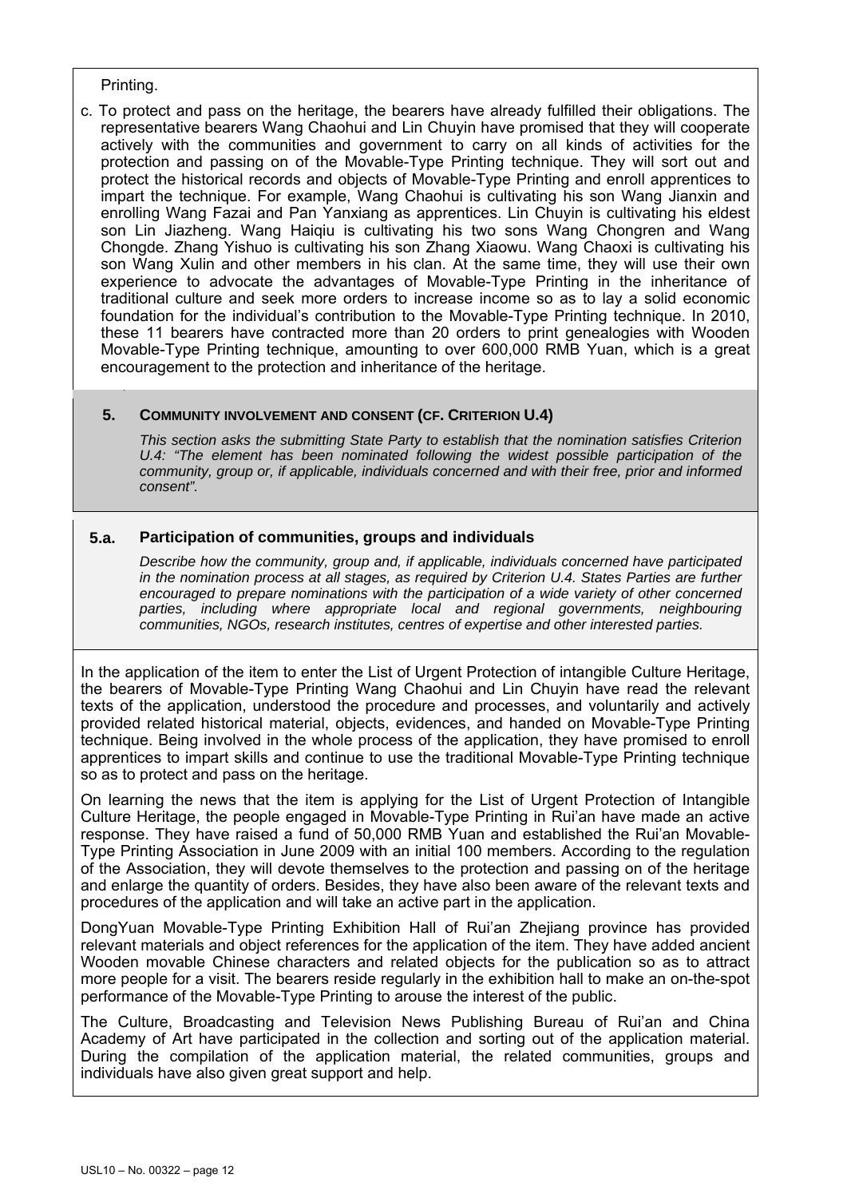Printing.

c. To protect and pass on the heritage, the bearers have already fulfilled their obligations. The representative bearers Wang Chaohui and Lin Chuyin have promised that they will cooperate actively with the communities and government to carry on all kinds of activities for the protection and passing on of the Movable-Type Printing technique. They will sort out and protect the historical records and objects of Movable-Type Printing and enroll apprentices to impart the technique. For example, Wang Chaohui is cultivating his son Wang Jianxin and enrolling Wang Fazai and Pan Yanxiang as apprentices. Lin Chuyin is cultivating his eldest son Lin Jiazheng. Wang Haiqiu is cultivating his two sons Wang Chongren and Wang Chongde. Zhang Yishuo is cultivating his son Zhang Xiaowu. Wang Chaoxi is cultivating his son Wang Xulin and other members in his clan. At the same time, they will use their own experience to advocate the advantages of Movable-Type Printing in the inheritance of traditional culture and seek more orders to increase income so as to lay a solid economic foundation for the individual's contribution to the Movable-Type Printing technique. In 2010, these 11 bearers have contracted more than 20 orders to print genealogies with Wooden Movable-Type Printing technique, amounting to over 600,000 RMB Yuan, which is a great encouragement to the protection and inheritance of the heritage.

## 5. COMMUNITY INVOLVEMENT AND CONSENT (CF. CRITERION U.4)

*This section asks the submitting State Party to establish that the nomination satisfies Criterion U.4: "The element has been nominated following the widest possible participation of the community, group or, if applicable, individuals concerned and with their free, prior and informed consent".*

### 5.a. Participation of communities, groups and individuals

*Describe how the community, group and, if applicable, individuals concerned have participated in the nomination process at all stages, as required by Criterion U.4. States Parties are further encouraged to prepare nominations with the participation of a wide variety of other concerned parties, including where appropriate local and regional governments, neighbouring communities, NGOs, research institutes, centres of expertise and other interested parties.*

In the application of the item to enter the List of Urgent Protection of intangible Culture Heritage, the bearers of Movable-Type Printing Wang Chaohui and Lin Chuyin have read the relevant texts of the application, understood the procedure and processes, and voluntarily and actively provided related historical material, objects, evidences, and handed on Movable-Type Printing technique. Being involved in the whole process of the application, they have promised to enroll apprentices to impart skills and continue to use the traditional Movable-Type Printing technique so as to protect and pass on the heritage.

On learning the news that the item is applying for the List of Urgent Protection of Intangible Culture Heritage, the people engaged in Movable-Type Printing in Rui'an have made an active response. They have raised a fund of 50,000 RMB Yuan and established the Rui'an Movable-Type Printing Association in June 2009 with an initial 100 members. According to the regulation of the Association, they will devote themselves to the protection and passing on of the heritage and enlarge the quantity of orders. Besides, they have also been aware of the relevant texts and procedures of the application and will take an active part in the application.

DongYuan Movable-Type Printing Exhibition Hall of Rui'an Zhejiang province has provided relevant materials and object references for the application of the item. They have added ancient Wooden movable Chinese characters and related objects for the publication so as to attract more people for a visit. The bearers reside regularly in the exhibition hall to make an on-the-spot performance of the Movable-Type Printing to arouse the interest of the public.

The Culture, Broadcasting and Television News Publishing Bureau of Rui'an and China Academy of Art have participated in the collection and sorting out of the application material. During the compilation of the application material, the related communities, groups and individuals have also given great support and help.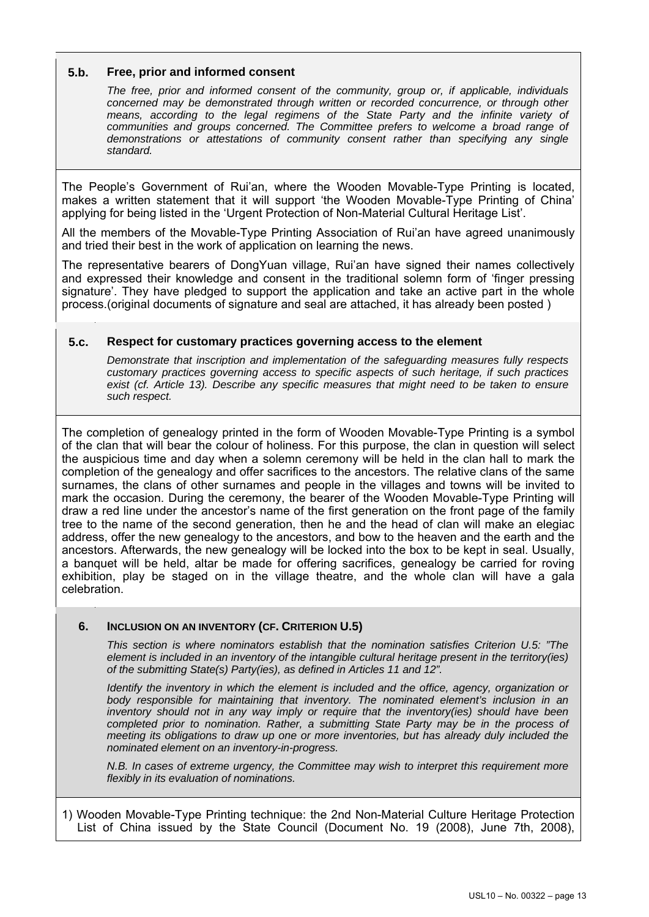### 5.b. Free, prior and informed consent

*The free, prior and informed consent of the community, group or, if applicable, individuals concerned may be demonstrated through written or recorded concurrence, or through other means, according to the legal regimens of the State Party and the infinite variety of communities and groups concerned. The Committee prefers to welcome a broad range of demonstrations or attestations of community consent rather than specifying any single standard.*

The People's Government of Rui'an, where the Wooden Movable-Type Printing is located, makes a written statement that it will support 'the Wooden Movable-Type Printing of China' applying for being listed in the 'Urgent Protection of Non-Material Cultural Heritage List'.

All the members of the Movable-Type Printing Association of Rui'an have agreed unanimously and tried their best in the work of application on learning the news.

The representative bearers of DongYuan village, Rui'an have signed their names collectively and expressed their knowledge and consent in the traditional solemn form of 'finger pressing signature'. They have pledged to support the application and take an active part in the whole process.(original documents of signature and seal are attached, it has already been posted )

### 5.c. Respect for customary practices governing access to the element

*Demonstrate that inscription and implementation of the safeguarding measures fully respects customary practices governing access to specific aspects of such heritage, if such practices exist (cf. Article 13). Describe any specific measures that might need to be taken to ensure such respect.*

The completion of genealogy printed in the form of Wooden Movable-Type Printing is a symbol of the clan that will bear the colour of holiness. For this purpose, the clan in question will select the auspicious time and day when a solemn ceremony will be held in the clan hall to mark the completion of the genealogy and offer sacrifices to the ancestors. The relative clans of the same surnames, the clans of other surnames and people in the villages and towns will be invited to mark the occasion. During the ceremony, the bearer of the Wooden Movable-Type Printing will draw a red line under the ancestor's name of the first generation on the front page of the family tree to the name of the second generation, then he and the head of clan will make an elegiac address, offer the new genealogy to the ancestors, and bow to the heaven and the earth and the ancestors. Afterwards, the new genealogy will be locked into the box to be kept in seal. Usually, a banquet will be held, altar be made for offering sacrifices, genealogy be carried for roving exhibition, play be staged on in the village theatre, and the whole clan will have a gala celebration.

## 6. Inclusion on an inventory (cf. Criterion U.5)

*This section is where nominators establish that the nomination satisfies Criterion U.5: "The element is included in an inventory of the intangible cultural heritage present in the territory(ies) of the submitting State(s) Party(ies), as defined in Articles 11 and 12".*

*Identify the inventory in which the element is included and the office, agency, organization or body responsible for maintaining that inventory. The nominated element's inclusion in an inventory should not in any way imply or require that the inventory(ies) should have been completed prior to nomination. Rather, a submitting State Party may be in the process of meeting its obligations to draw up one or more inventories, but has already duly included the nominated element on an inventory-in-progress.*

*N.B. In cases of extreme urgency, the Committee may wish to interpret this requirement more flexibly in its evaluation of nominations.*

1) Wooden Movable-Type Printing technique: the 2nd Non-Material Culture Heritage Protection List of China issued by the State Council (Document No. 19 (2008), June 7th, 2008),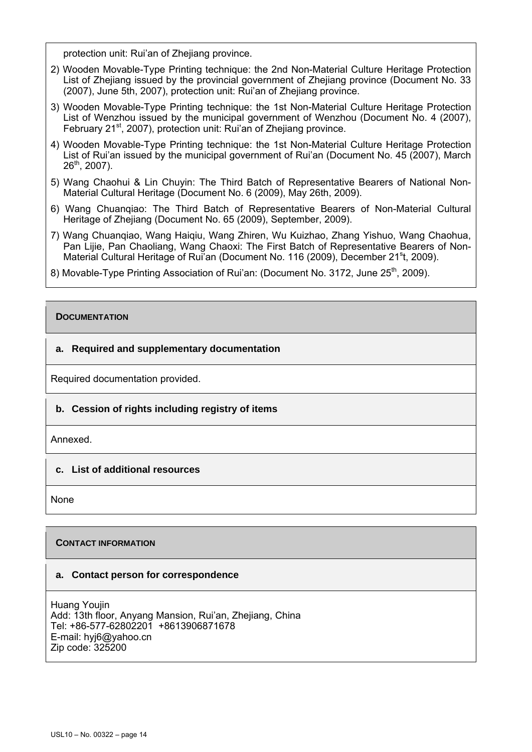protection unit: Rui'an of Zhejiang province.

2) Wooden Movable-Type Printing technique: the 2nd Non-Material Culture Heritage Protection List of Zhejiang issued by the provincial government of Zhejiang province (Document No. 33 (2007), June 5th, 2007), protection unit: Rui'an of Zhejiang province.

3) Wooden Movable-Type Printing technique: the 1st Non-Material Culture Heritage Protection List of Wenzhou issued by the municipal government of Wenzhou (Document No. 4 (2007), February 21st, 2007), protection unit: Rui'an of Zhejiang province.

4) Wooden Movable-Type Printing technique: the 1st Non-Material Culture Heritage Protection List of Rui'an issued by the municipal government of Rui'an (Document No. 45 (2007), March 26th, 2007).

5) Wang Chaohui & Lin Chuyin: The Third Batch of Representative Bearers of National Non-Material Cultural Heritage (Document No. 6 (2009), May 26th, 2009).

6) Wang Chuanqiao: The Third Batch of Representative Bearers of Non-Material Cultural Heritage of Zhejiang (Document No. 65 (2009), September, 2009).

7) Wang Chuanqiao, Wang Haiqiu, Wang Zhiren, Wu Kuizhao, Zhang Yishuo, Wang Chaohua, Pan Lijie, Pan Chaoliang, Wang Chaoxi: The First Batch of Representative Bearers of Non-Material Cultural Heritage of Rui'an (Document No. 116 (2009), December 21st, 2009).

8) Movable-Type Printing Association of Rui'an: (Document No. 3172, June 25th, 2009).

## DOCUMENTATION

### a. Required and supplementary documentation

Required documentation provided.

### b. Cession of rights including registry of items

Annexed.

### c. List of additional resources

None

## CONTACT INFORMATION

### a. Contact person for correspondence

Huang Youjin
Add: 13th floor, Anyang Mansion, Rui'an, Zhejiang, China
Tel: +86-577-62802201 +8613906871678
E-mail: hyj6@yahoo.cn
Zip code: 325200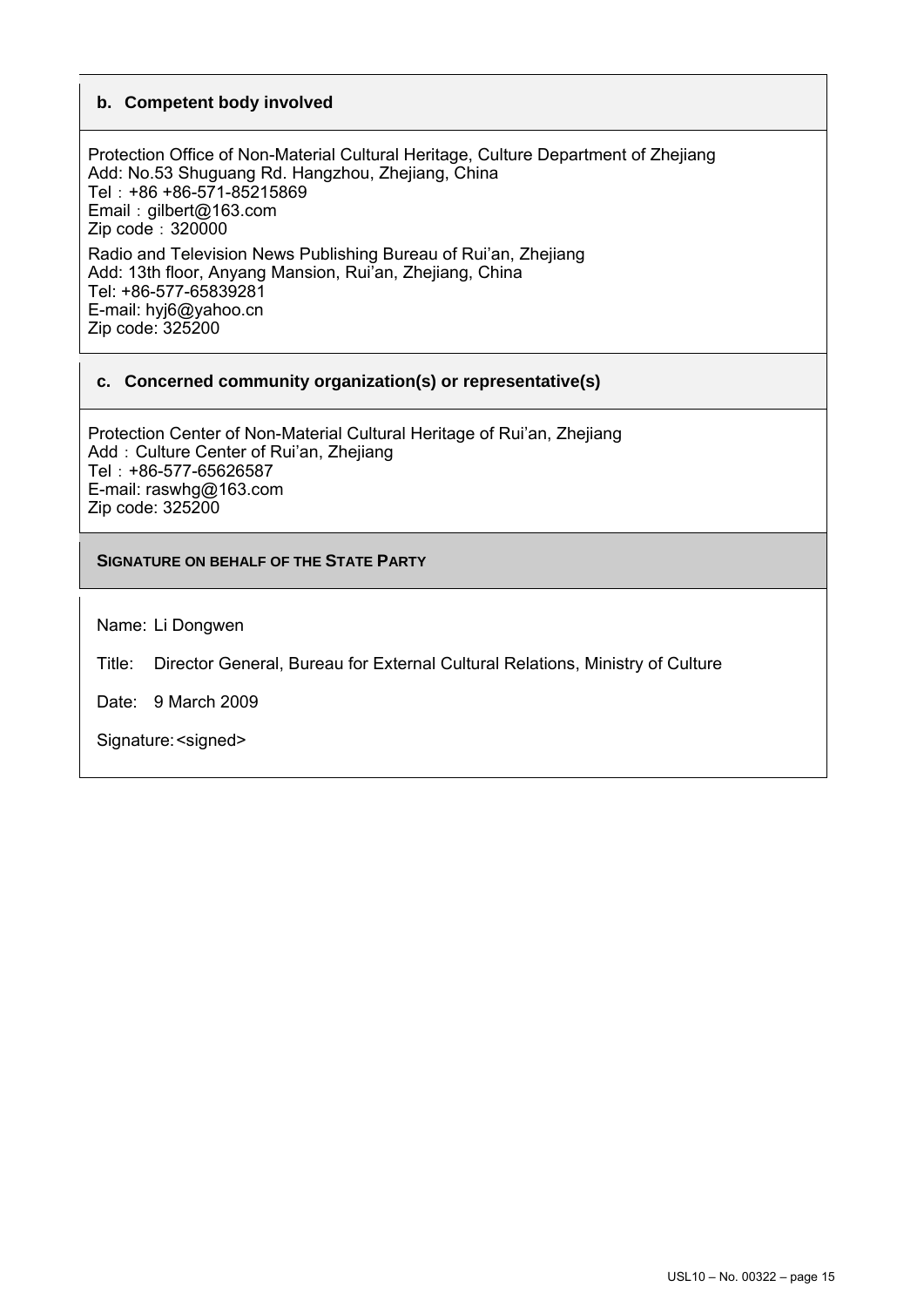**b. Competent body involved**

Protection Office of Non-Material Cultural Heritage, Culture Department of Zhejiang
Add: No.53 Shuguang Rd. Hangzhou, Zhejiang, China
Tel：+86 +86-571-85215869
Email：gilbert@163.com
Zip code：320000

Radio and Television News Publishing Bureau of Rui'an, Zhejiang
Add: 13th floor, Anyang Mansion, Rui'an, Zhejiang, China
Tel: +86-577-65839281
E-mail: hyj6@yahoo.cn
Zip code: 325200

**c. Concerned community organization(s) or representative(s)**

Protection Center of Non-Material Cultural Heritage of Rui'an, Zhejiang
Add：Culture Center of Rui'an, Zhejiang
Tel：+86-577-65626587
E-mail: raswhg@163.com
Zip code: 325200

**SIGNATURE ON BEHALF OF THE STATE PARTY**

Name: Li Dongwen

Title: Director General, Bureau for External Cultural Relations, Ministry of Culture

Date: 9 March 2009

Signature: <signed>